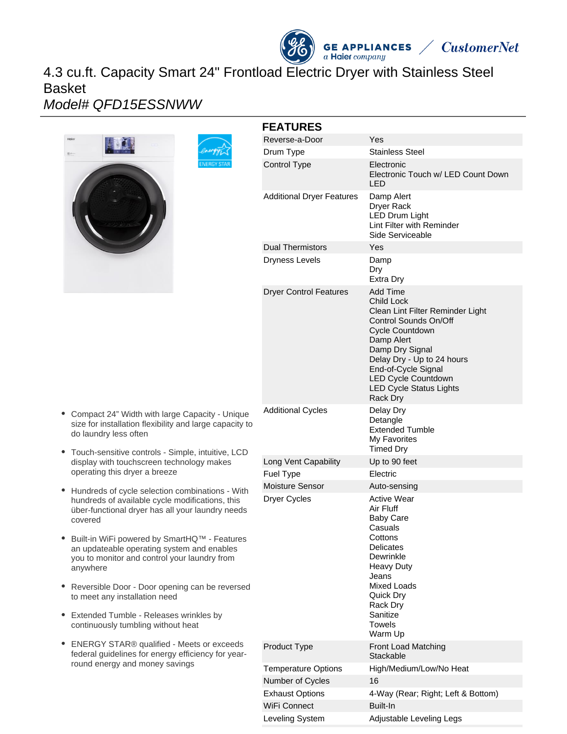# 4.3 cu.ft. Capacity Smart 24" Frontload Electric Dryer with Stainless Steel Basket

*Model# QFD15ESSNWW*

- Compact 24" Width with large Capacity - Unique size for installation flexibility and large capacity to do laundry less often
- Touch-sensitive controls - Simple, intuitive, LCD display with touchscreen technology makes operating this dryer a breeze
- Hundreds of cycle selection combinations - With hundreds of available cycle modifications, this über-functional dryer has all your laundry needs covered
- Built-in WiFi powered by SmartHQ™ - Features an updateable operating system and enables you to monitor and control your laundry from anywhere
- Reversible Door - Door opening can be reversed to meet any installation need
- Extended Tumble - Releases wrinkles by continuously tumbling without heat
- ENERGY STAR® qualified - Meets or exceeds federal guidelines for energy efficiency for year-round energy and money savings

## FEATURES

| | |
|---|---|
| Reverse-a-Door | Yes |
| Drum Type | Stainless Steel |
| Control Type | Electronic<br>Electronic Touch w/ LED Count Down<br>LED |
| Additional Dryer Features | Damp Alert<br>Dryer Rack<br>LED Drum Light<br>Lint Filter with Reminder<br>Side Serviceable |
| Dual Thermistors | Yes |
| Dryness Levels | Damp<br>Dry<br>Extra Dry |
| Dryer Control Features | Add Time<br>Child Lock<br>Clean Lint Filter Reminder Light<br>Control Sounds On/Off<br>Cycle Countdown<br>Damp Alert<br>Damp Dry Signal<br>Delay Dry - Up to 24 hours<br>End-of-Cycle Signal<br>LED Cycle Countdown<br>LED Cycle Status Lights<br>Rack Dry |
| Additional Cycles | Delay Dry<br>Detangle<br>Extended Tumble<br>My Favorites<br>Timed Dry |
| Long Vent Capability | Up to 90 feet |
| Fuel Type | Electric |
| Moisture Sensor | Auto-sensing |
| Dryer Cycles | Active Wear<br>Air Fluff<br>Baby Care<br>Casuals<br>Cottons<br>Delicates<br>Dewrinkle<br>Heavy Duty<br>Jeans<br>Mixed Loads<br>Quick Dry<br>Rack Dry<br>Sanitize<br>Towels<br>Warm Up |
| Product Type | Front Load Matching<br>Stackable |
| Temperature Options | High/Medium/Low/No Heat |
| Number of Cycles | 16 |
| Exhaust Options | 4-Way (Rear; Right; Left & Bottom) |
| WiFi Connect | Built-In |
| Leveling System | Adjustable Leveling Legs |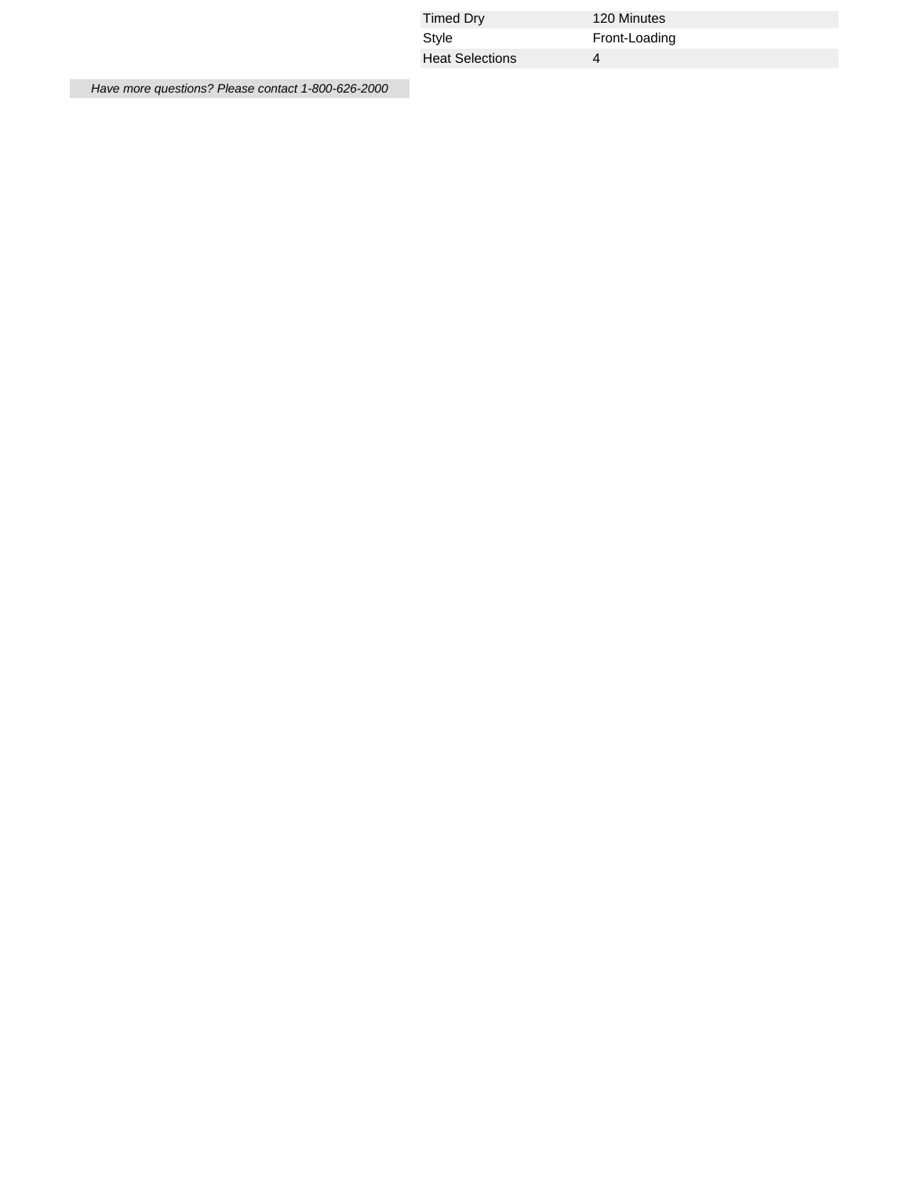| | |
|---|---|
| Timed Dry | 120 Minutes |
| Style | Front-Loading |
| Heat Selections | 4 |

*Have more questions? Please contact 1-800-626-2000*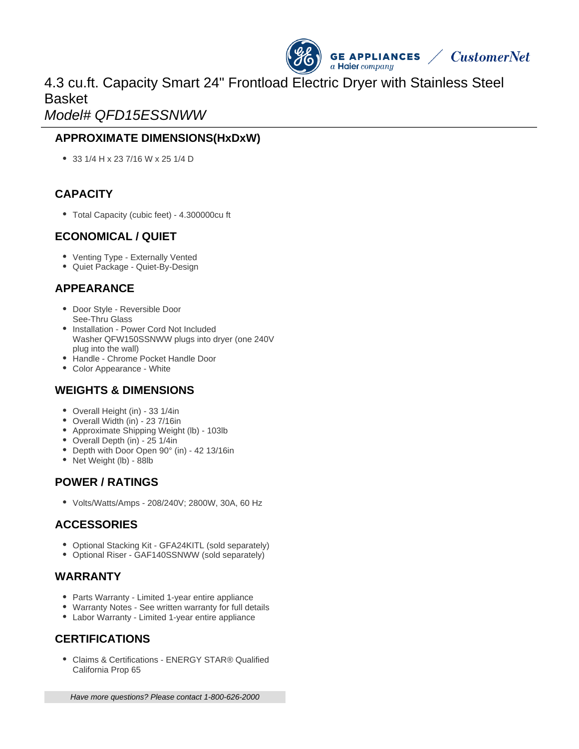# 4.3 cu.ft. Capacity Smart 24" Frontload Electric Dryer with Stainless Steel Basket

*Model# QFD15ESSNWW*

## APPROXIMATE DIMENSIONS(HxDxW)

- 33 1/4 H x 23 7/16 W x 25 1/4 D

## CAPACITY

- Total Capacity (cubic feet) - 4.300000cu ft

## ECONOMICAL / QUIET

- Venting Type - Externally Vented
- Quiet Package - Quiet-By-Design

## APPEARANCE

- Door Style - Reversible Door
  See-Thru Glass
- Installation - Power Cord Not Included
  Washer QFW150SSNWW plugs into dryer (one 240V plug into the wall)
- Handle - Chrome Pocket Handle Door
- Color Appearance - White

## WEIGHTS & DIMENSIONS

- Overall Height (in) - 33 1/4in
- Overall Width (in) - 23 7/16in
- Approximate Shipping Weight (lb) - 103lb
- Overall Depth (in) - 25 1/4in
- Depth with Door Open 90° (in) - 42 13/16in
- Net Weight (lb) - 88lb

## POWER / RATINGS

- Volts/Watts/Amps - 208/240V; 2800W, 30A, 60 Hz

## ACCESSORIES

- Optional Stacking Kit - GFA24KITL (sold separately)
- Optional Riser - GAF140SSNWW (sold separately)

## WARRANTY

- Parts Warranty - Limited 1-year entire appliance
- Warranty Notes - See written warranty for full details
- Labor Warranty - Limited 1-year entire appliance

## CERTIFICATIONS

- Claims & Certifications - ENERGY STAR® Qualified
  California Prop 65

*Have more questions? Please contact 1-800-626-2000*